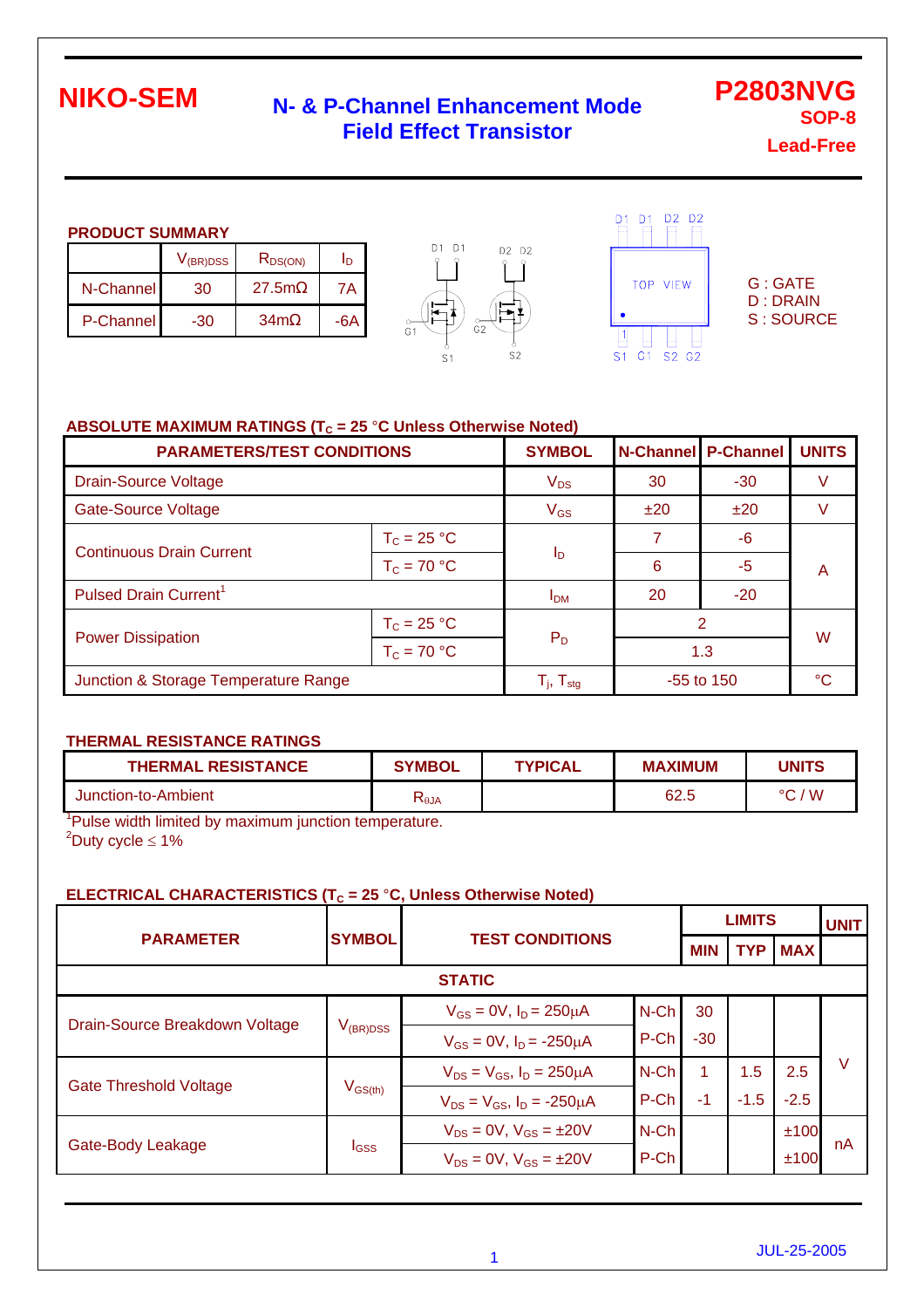**NIKO-SEM**

# N- & P-Channel Enhancement Mode Field Effect Transistor

**P2803NVG**
**SOP-8**
**Lead-Free**

## PRODUCT SUMMARY

| | $V_{(BR)DSS}$ | $R_{DS(ON)}$ | $I_D$ |
|---|---|---|---|
| N-Channel | 30 | 27.5mΩ | 7A |
| P-Channel | -30 | 34mΩ | -6A |

G : GATE
D : DRAIN
S : SOURCE

## ABSOLUTE MAXIMUM RATINGS ($T_C$ = 25 °C Unless Otherwise Noted)

| PARAMETERS/TEST CONDITIONS | | SYMBOL | N-Channel | P-Channel | UNITS |
|---|---|---|---|---|---|
| Drain-Source Voltage | | $V_{DS}$ | 30 | -30 | V |
| Gate-Source Voltage | | $V_{GS}$ | ±20 | ±20 | V |
| Continuous Drain Current | $T_C$ = 25 °C | $I_D$ | 7 | -6 | A |
| | $T_C$ = 70 °C | | 6 | -5 | A |
| Pulsed Drain Current[1] | | $I_{DM}$ | 20 | -20 | A |
| Power Dissipation | $T_C$ = 25 °C | $P_D$ | 2 | | W |
| | $T_C$ = 70 °C | | 1.3 | | W |
| Junction & Storage Temperature Range | | $T_j$, $T_{stg}$ | -55 to 150 | | °C |

## THERMAL RESISTANCE RATINGS

| THERMAL RESISTANCE | SYMBOL | TYPICAL | MAXIMUM | UNITS |
|---|---|---|---|---|
| Junction-to-Ambient | $R_{\theta JA}$ | | 62.5 | °C / W |

[1]Pulse width limited by maximum junction temperature.
[2]Duty cycle ≤ 1%

## ELECTRICAL CHARACTERISTICS ($T_C$ = 25 °C, Unless Otherwise Noted)

| PARAMETER | SYMBOL | TEST CONDITIONS | | MIN | TYP | MAX | UNIT |
|---|---|---|---|---|---|---|---|
| **STATIC** | | | | | | | |
| Drain-Source Breakdown Voltage | $V_{(BR)DSS}$ | $V_{GS}$ = 0V, $I_D$ = 250μA | N-Ch | 30 | | | V |
| | | $V_{GS}$ = 0V, $I_D$ = -250μA | P-Ch | -30 | | | V |
| Gate Threshold Voltage | $V_{GS(th)}$ | $V_{DS}$ = $V_{GS}$, $I_D$ = 250μA | N-Ch | 1 | 1.5 | 2.5 | V |
| | | $V_{DS}$ = $V_{GS}$, $I_D$ = -250μA | P-Ch | -1 | -1.5 | -2.5 | V |
| Gate-Body Leakage | $I_{GSS}$ | $V_{DS}$ = 0V, $V_{GS}$ = ±20V | N-Ch | | | ±100 | nA |
| | | $V_{DS}$ = 0V, $V_{GS}$ = ±20V | P-Ch | | | ±100 | nA |

JUL-25-2005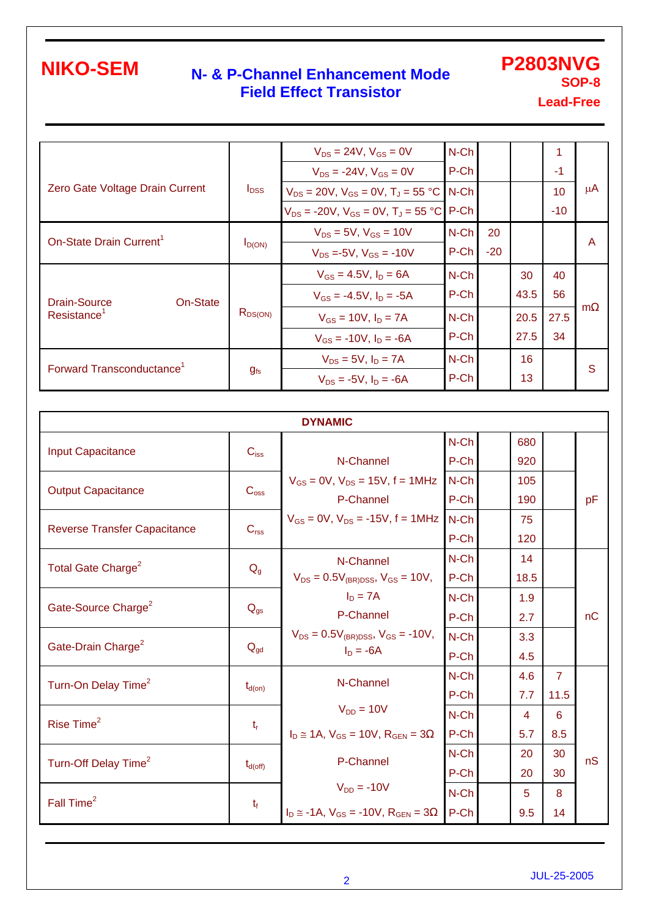# NIKO-SEM

## N- & P-Channel Enhancement Mode Field Effect Transistor

**P2803NVG**
**SOP-8**
**Lead-Free**

| Parameter | Symbol | Test Conditions | Channel | Min | Typ | Max | Unit |
|---|---|---|---|---|---|---|---|
| Zero Gate Voltage Drain Current | $I_{DSS}$ | $V_{DS}$ = 24V, $V_{GS}$ = 0V | N-Ch | | | 1 | μA |
| | | $V_{DS}$ = -24V, $V_{GS}$ = 0V | P-Ch | | | -1 | |
| | | $V_{DS}$ = 20V, $V_{GS}$ = 0V, $T_J$ = 55 °C | N-Ch | | | 10 | |
| | | $V_{DS}$ = -20V, $V_{GS}$ = 0V, $T_J$ = 55 °C | P-Ch | | | -10 | |
| On-State Drain Current[1] | $I_{D(ON)}$ | $V_{DS}$ = 5V, $V_{GS}$ = 10V | N-Ch | 20 | | | A |
| | | $V_{DS}$ =-5V, $V_{GS}$ = -10V | P-Ch | -20 | | | |
| Drain-Source On-State Resistance[1] | $R_{DS(ON)}$ | $V_{GS}$ = 4.5V, $I_D$ = 6A | N-Ch | | 30 | 40 | mΩ |
| | | $V_{GS}$ = -4.5V, $I_D$ = -5A | P-Ch | | 43.5 | 56 | |
| | | $V_{GS}$ = 10V, $I_D$ = 7A | N-Ch | | 20.5 | 27.5 | |
| | | $V_{GS}$ = -10V, $I_D$ = -6A | P-Ch | | 27.5 | 34 | |
| Forward Transconductance[1] | $g_{fs}$ | $V_{DS}$ = 5V, $I_D$ = 7A | N-Ch | | 16 | | S |
| | | $V_{DS}$ = -5V, $I_D$ = -6A | P-Ch | | 13 | | |

| **DYNAMIC** | | | | | | | |
|---|---|---|---|---|---|---|---|
| Input Capacitance | $C_{iss}$ | N-Channel $V_{GS}$ = 0V, $V_{DS}$ = 15V, f = 1MHz P-Channel $V_{GS}$ = 0V, $V_{DS}$ = -15V, f = 1MHz | N-Ch | | 680 | | pF |
| | | | P-Ch | | 920 | | |
| Output Capacitance | $C_{oss}$ | | N-Ch | | 105 | | |
| | | | P-Ch | | 190 | | |
| Reverse Transfer Capacitance | $C_{rss}$ | | N-Ch | | 75 | | |
| | | | P-Ch | | 120 | | |
| Total Gate Charge[2] | $Q_g$ | N-Channel $V_{DS}$ = $0.5V_{(BR)DSS}$, $V_{GS}$ = 10V, $I_D$ = 7A P-Channel $V_{DS}$ = $0.5V_{(BR)DSS}$, $V_{GS}$ = -10V, $I_D$ = -6A | N-Ch | | 14 | | nC |
| | | | P-Ch | | 18.5 | | |
| Gate-Source Charge[2] | $Q_{gs}$ | | N-Ch | | 1.9 | | |
| | | | P-Ch | | 2.7 | | |
| Gate-Drain Charge[2] | $Q_{gd}$ | | N-Ch | | 3.3 | | |
| | | | P-Ch | | 4.5 | | |
| Turn-On Delay Time[2] | $t_{d(on)}$ | N-Channel $V_{DD}$ = 10V $I_D$ ≅ 1A, $V_{GS}$ = 10V, $R_{GEN}$ = 3Ω P-Channel $V_{DD}$ = -10V $I_D$ ≅ -1A, $V_{GS}$ = -10V, $R_{GEN}$ = 3Ω | N-Ch | | 4.6 | 7 | nS |
| | | | P-Ch | | 7.7 | 11.5 | |
| Rise Time[2] | $t_r$ | | N-Ch | | 4 | 6 | |
| | | | P-Ch | | 5.7 | 8.5 | |
| Turn-Off Delay Time[2] | $t_{d(off)}$ | | N-Ch | | 20 | 30 | |
| | | | P-Ch | | 20 | 30 | |
| Fall Time[2] | $t_f$ | | N-Ch | | 5 | 8 | |
| | | | P-Ch | | 9.5 | 14 | |

JUL-25-2005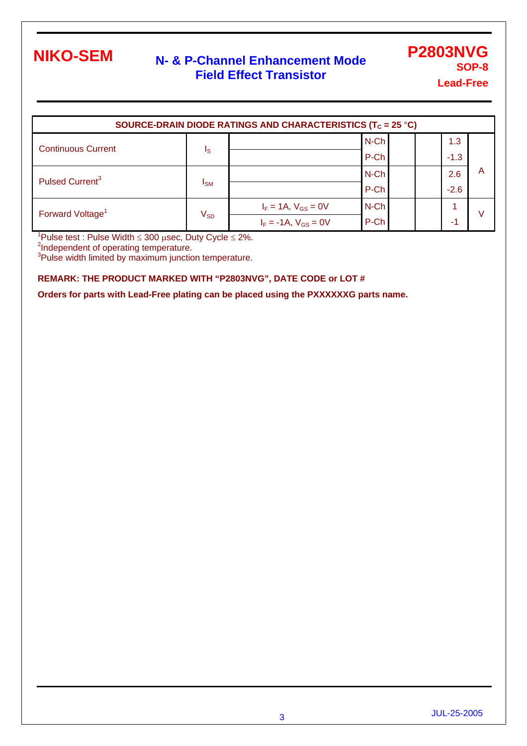| SOURCE-DRAIN DIODE RATINGS AND CHARACTERISTICS ($T_C$ = 25 °C) | | | | | | | |
|---|---|---|---|---|---|---|---|
| Continuous Current | $I_S$ | | N-Ch | | | 1.3 | A |
| | | | P-Ch | | | -1.3 | |
| Pulsed Current[3] | $I_{SM}$ | | N-Ch | | | 2.6 | |
| | | | P-Ch | | | -2.6 | |
| Forward Voltage[1] | $V_{SD}$ | $I_F$ = 1A, $V_{GS}$ = 0V | N-Ch | | | 1 | V |
| | | $I_F$ = -1A, $V_{GS}$ = 0V | P-Ch | | | -1 | |

[1]Pulse test : Pulse Width ≤ 300 μsec, Duty Cycle ≤ 2%.
[2]Independent of operating temperature.
[3]Pulse width limited by maximum junction temperature.

**REMARK: THE PRODUCT MARKED WITH “P2803NVG”, DATE CODE or LOT #**

**Orders for parts with Lead-Free plating can be placed using the PXXXXXXG parts name.**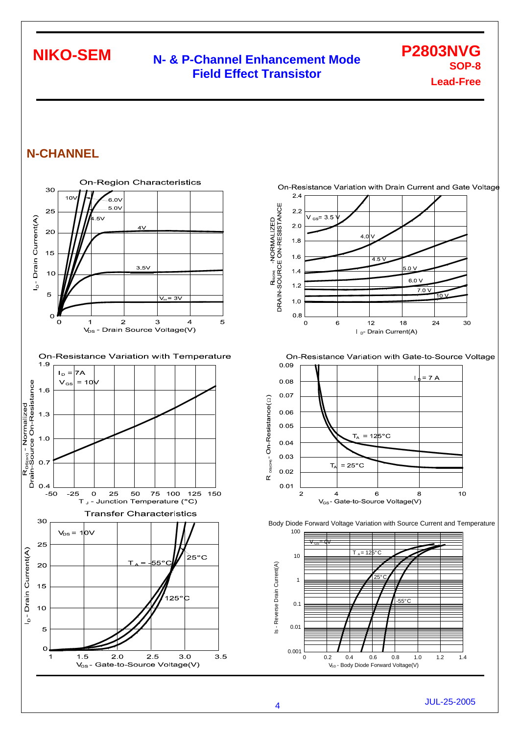## N-CHANNEL

On-Region Characteristics

$I_D$ - Drain Current(A) vs. $V_{DS}$ - Drain Source Voltage(V)

10V, 6.0V, 5.0V, 4.5V, 4V, 3.5V, $V_{GS}$ = 3V

On-Resistance Variation with Drain Current and Gate Voltage

$R_{DS(ON)}$ -NORMALIZED DRAIN-SOURCE ON-RESISTANCE vs. $I_D$ - Drain Current(A)

$V_{GS}$ = 3.5 V, 4.0 V, 4.5 V, 5.0 V, 6.0 V, 7.0 V, 10 V

On-Resistance Variation with Temperature

$R_{DS(on)}$ - Normalized Drain-Source On-Resistance vs. $T_J$ - Junction Temperature (°C)

$I_D$ = 7A, $V_{GS}$ = 10V

On-Resistance Variation with Gate-to-Source Voltage

$R_{DS(ON)}$ - On-Resistance(Ω) vs. $V_{GS}$ - Gate-to-Source Voltage(V)

$I_D$ = 7 A, $T_A$ = 125°C, $T_A$ = 25°C

Transfer Characteristics

$I_D$ - Drain Current(A) vs. $V_{GS}$ - Gate-to-Source Voltage(V)

$V_{DS}$ = 10V, $T_A$ = -55°C, 25°C, 125°C

Body Diode Forward Voltage Variation with Source Current and Temperature

Is - Reverse Drain Current(A) vs. $V_{SD}$ - Body Diode Forward Voltage(V)

$V_{GS}$ = 0V, $T_A$ = 125°C, 25°C, -55°C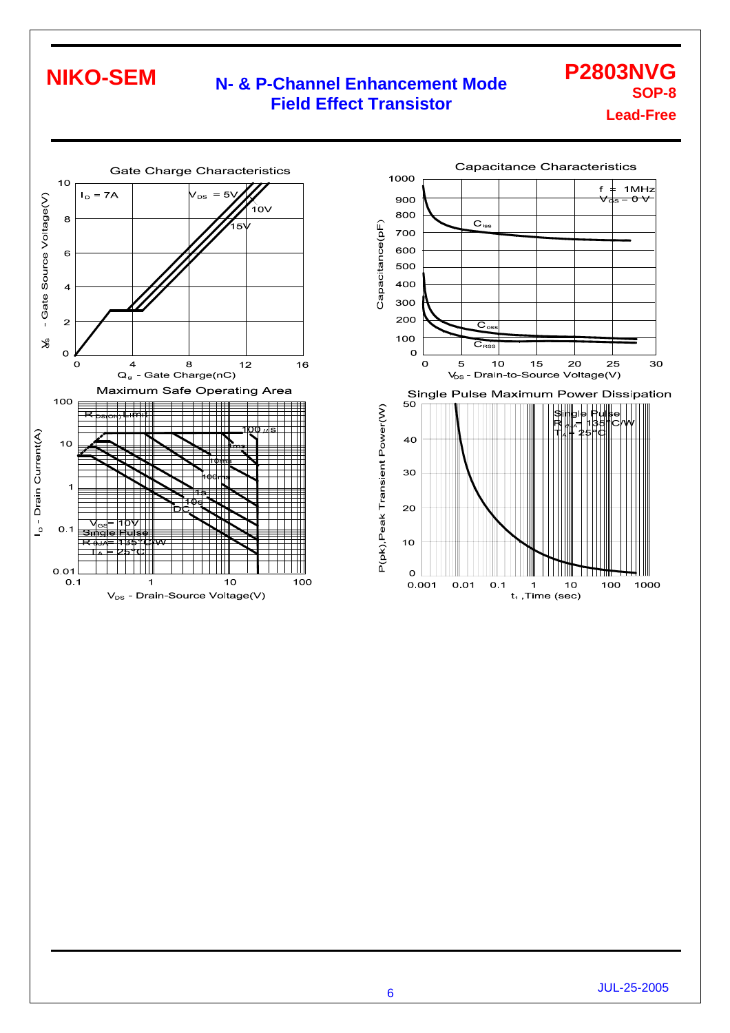NIKO-SEM

**N- & P-Channel Enhancement Mode Field Effect Transistor**

**P2803NVG**
**SOP-8**
**Lead-Free**

### Gate Charge Characteristics

$I_D$ = 7A

$V_{DS}$ = 5V, 10V, 15V

$V_{GS}$ - Gate Source Voltage(V)

$Q_g$ - Gate Charge(nC)

### Capacitance Characteristics

f = 1MHz
$V_{GS}$ = 0 V

$C_{iss}$, $C_{oss}$, $C_{RSS}$

Capacitance(pF)

$V_{DS}$ - Drain-to-Source Voltage(V)

### Maximum Safe Operating Area

$R_{DS(ON)}$ Limit

100 μs, 1ms, 10ms, 100ms, 1s, 10s, DC

$V_{GS}$= 10V
Single Pulse
$R_{\theta JA}$= 135°C/W
$T_A$ = 25°C

$I_D$ - Drain Current(A)

$V_{DS}$ - Drain-Source Voltage(V)

### Single Pulse Maximum Power Dissipation

Single Pulse
$R_{\theta JA}$ = 135°C/W
$T_A$ = 25°C

P(pk),Peak Transient Power(W)

$t_1$ ,Time (sec)

JUL-25-2005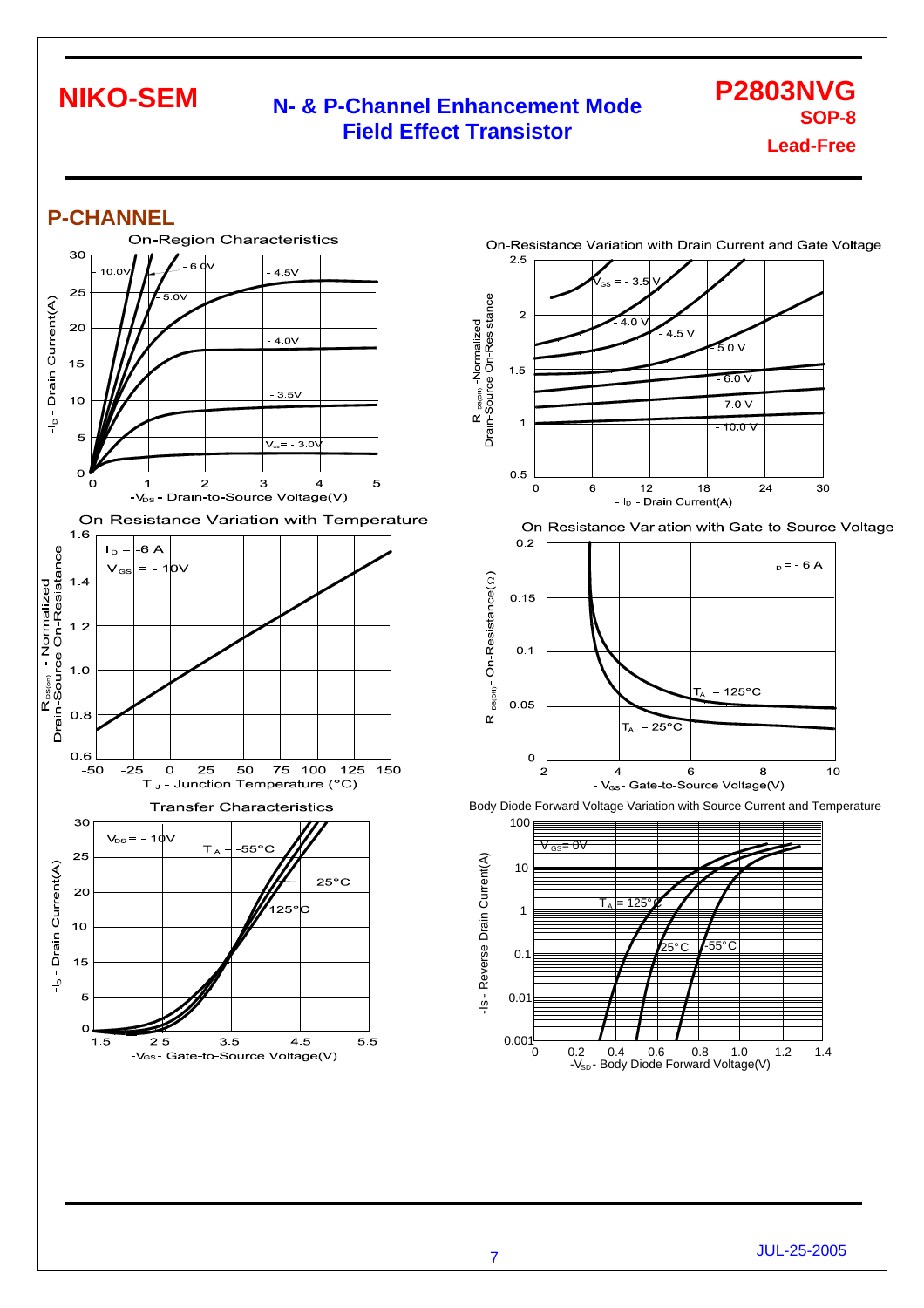## P-CHANNEL

**On-Region Characteristics**

$V_{GS}$ = - 10.0V, - 6.0V, - 5.0V, - 4.5V, - 4.0V, - 3.5V, $V_{GS}$ = - 3.0V

$-I_D$ - Drain Current(A) vs. $-V_{DS}$ - Drain-to-Source Voltage(V)

**On-Resistance Variation with Drain Current and Gate Voltage**

$V_{GS}$ = - 3.5 V, - 4.0 V, - 4.5 V, - 5.0 V, - 6.0 V, - 7.0 V, - 10.0 V

$R_{DS(ON)}$ -Normalized Drain-Source On-Resistance vs. $-I_D$ - Drain Current(A)

**On-Resistance Variation with Temperature**

$I_D$ = -6 A, $V_{GS}$ = - 10V

$R_{DS(on)}$ - Normalized Drain-Source On-Resistance vs. $T_J$ - Junction Temperature (°C)

**On-Resistance Variation with Gate-to-Source Voltage**

$I_D$ = - 6 A; $T_A$ = 125°C, $T_A$ = 25°C

$R_{DS(ON)}$ - On-Resistance(Ω) vs. $-V_{GS}$ - Gate-to-Source Voltage(V)

**Transfer Characteristics**

$V_{DS}$ = - 10V; $T_A$ = -55°C, 25°C, 125°C

$-I_D$ - Drain Current(A) vs. $-V_{GS}$ - Gate-to-Source Voltage(V)

**Body Diode Forward Voltage Variation with Source Current and Temperature**

$V_{GS}$ = 0V; $T_A$ = 125°C, 25°C, -55°C

$-I_S$ - Reverse Drain Current(A) vs. $-V_{SD}$ - Body Diode Forward Voltage(V)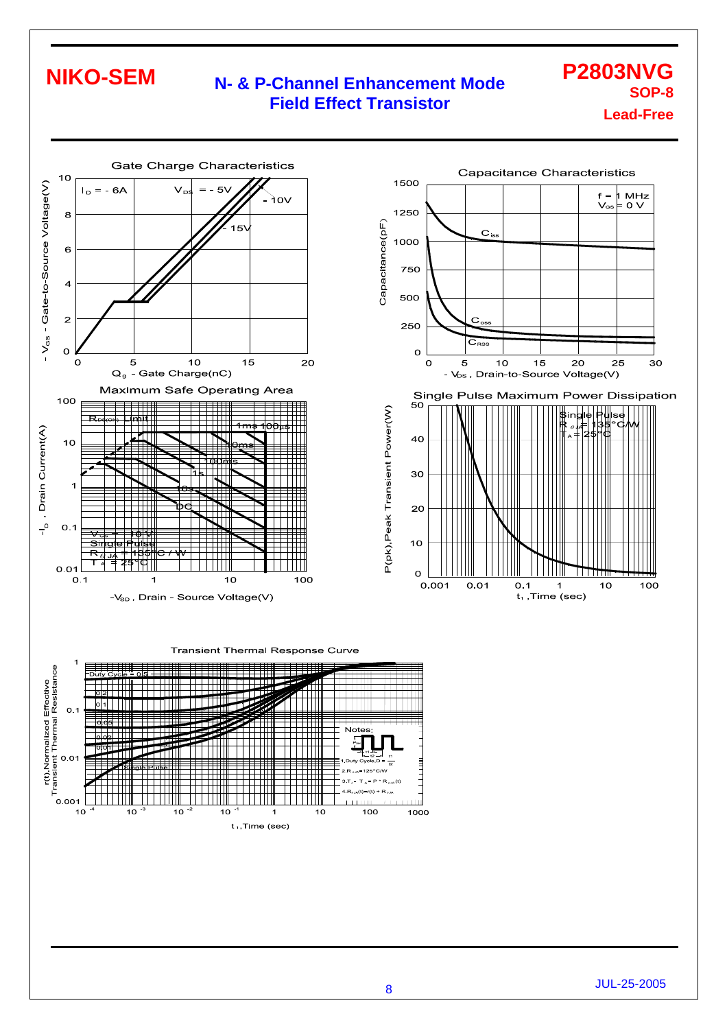# NIKO-SEM

## N- & P-Channel Enhancement Mode Field Effect Transistor

**P2803NVG**
**SOP-8**
**Lead-Free**

### Gate Charge Characteristics

$I_D$ = - 6A

$V_{DS}$ = - 5V

- 10V

- 15V

$-V_{GS}$ - Gate-to-Source Voltage(V)

$Q_g$ - Gate Charge(nC)

### Capacitance Characteristics

f = 1 MHz
$V_{GS}$ = 0 V

$C_{iss}$

$C_{oss}$

$C_{RSS}$

Capacitance(pF)

$-V_{DS}$ , Drain-to-Source Voltage(V)

### Maximum Safe Operating Area

$R_{DS(ON)}$ Limit

1ms 100μs

10ms

100ms

1s

10s

DC

$V_{GS}$ = 10V
Single Pulse
$R_{\theta JA}$ = 135°C / W
$T_A$ = 25°C

$-I_D$ , Drain Current(A)

$-V_{SD}$ , Drain - Source Voltage(V)

### Single Pulse Maximum Power Dissipation

Single Pulse
$R_{\theta JA}$ = 135°C/W
$T_A$ = 25°C

P(pk),Peak Transient Power(W)

$t_1$ ,Time (sec)

### Transient Thermal Response Curve

Duty Cycle = 0.5

0.2

0.1

0.05

0.02

0.01

Single Pulse

Notes:

1.Duty Cycle,D = $\frac{t_1}{t_2}$

2.$R_{\theta JA}$=125°C/W

3.$T_J$ - $T_A$ = P * $R_{\theta JA}(t)$

4.$R_{\theta JA}(t)$=r(t) + $R_{\theta JA}$

r(t),Normalized Effective Transient Thermal Resistance

$t_1$ ,Time (sec)

JUL-25-2005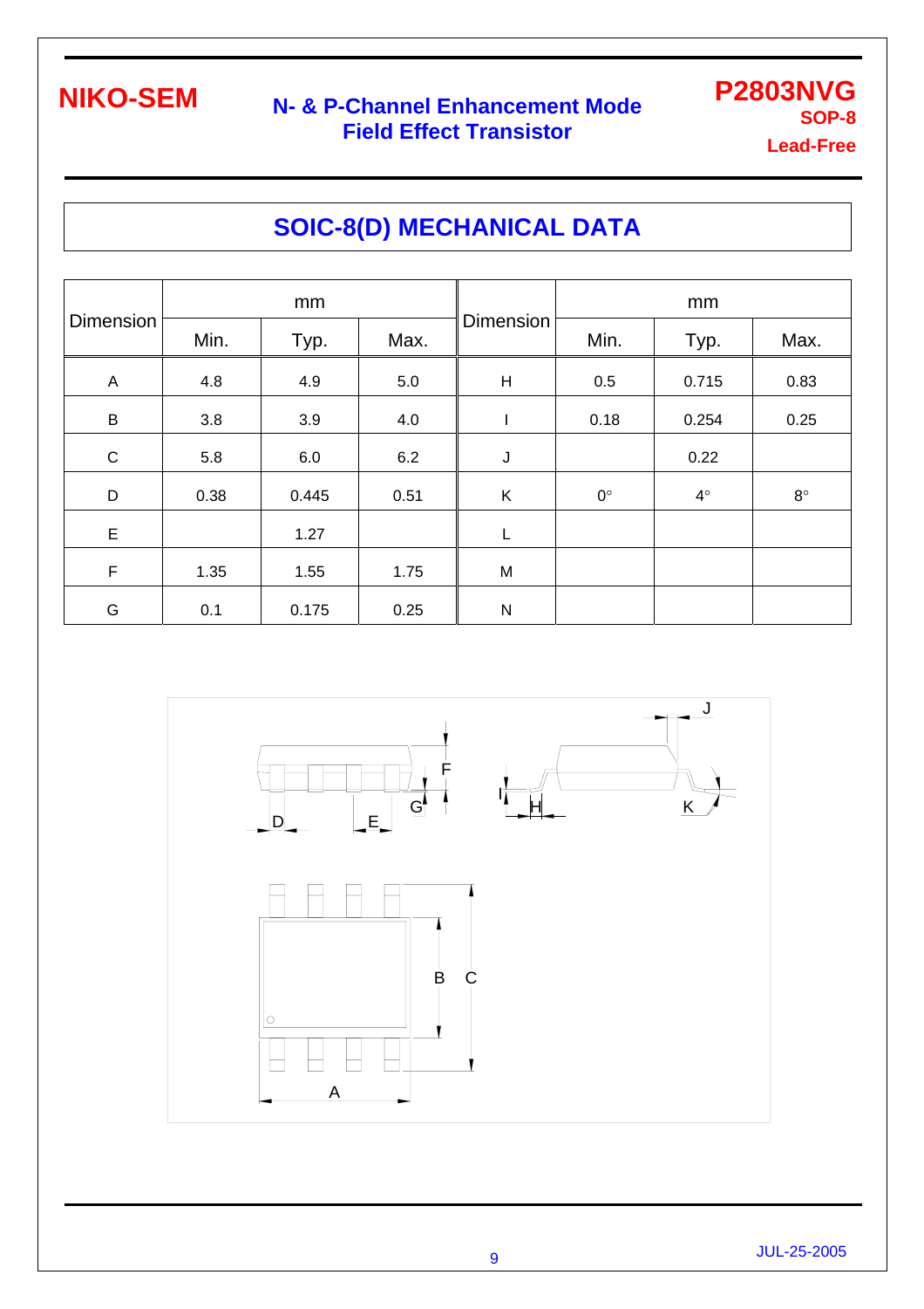NIKO-SEM

N- & P-Channel Enhancement Mode Field Effect Transistor

**P2803NVG**
**SOP-8**
**Lead-Free**

## SOIC-8(D) MECHANICAL DATA

| Dimension | mm | | | Dimension | mm | | |
|---|---|---|---|---|---|---|---|
| | Min. | Typ. | Max. | | Min. | Typ. | Max. |
| A | 4.8 | 4.9 | 5.0 | H | 0.5 | 0.715 | 0.83 |
| B | 3.8 | 3.9 | 4.0 | I | 0.18 | 0.254 | 0.25 |
| C | 5.8 | 6.0 | 6.2 | J | | 0.22 | |
| D | 0.38 | 0.445 | 0.51 | K | 0° | 4° | 8° |
| E | | 1.27 | | L | | | |
| F | 1.35 | 1.55 | 1.75 | M | | | |
| G | 0.1 | 0.175 | 0.25 | N | | | |

J
F
G
I
H
K
D
E
B
C
A

JUL-25-2005